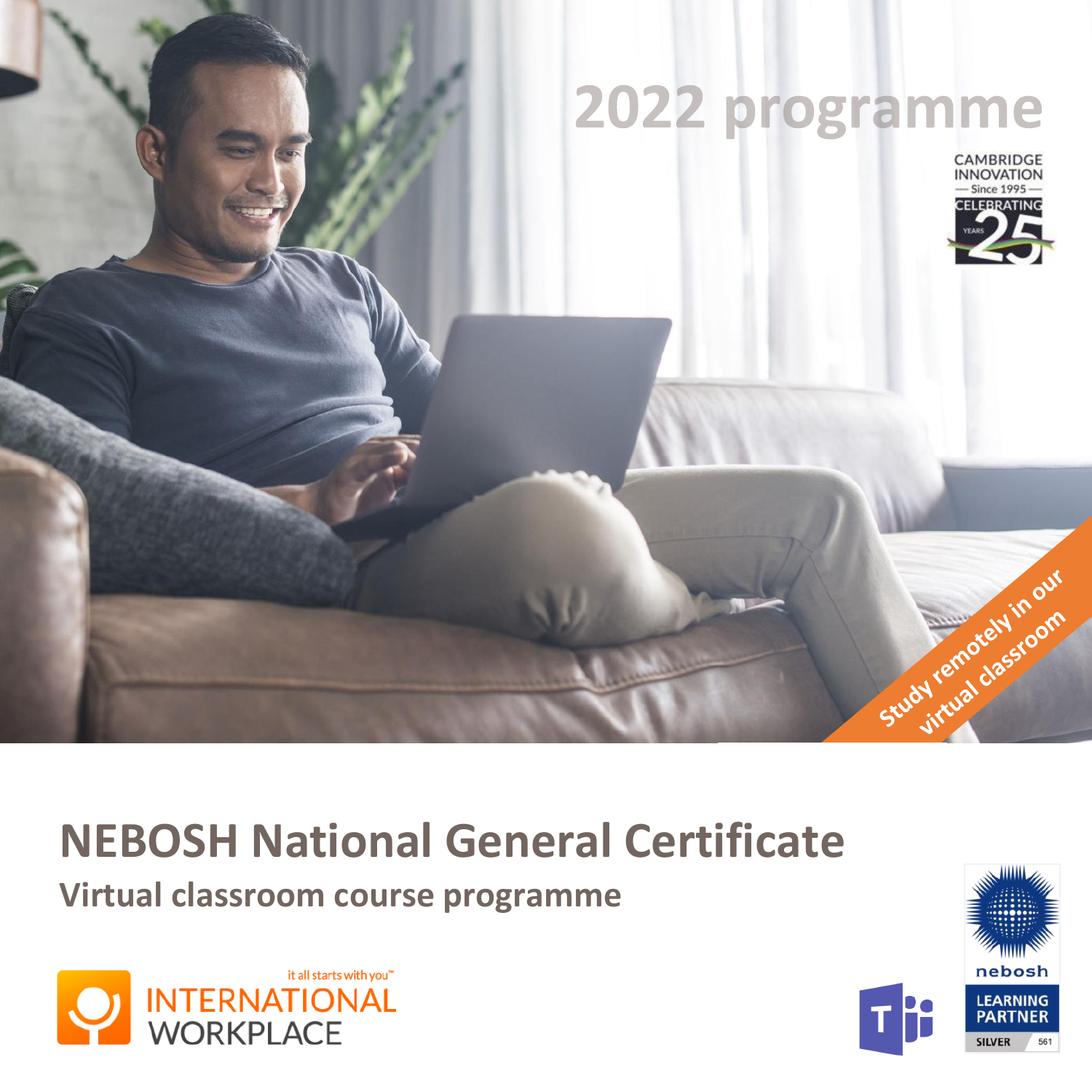# 2022 programme

CAMBRIDGE INNOVATION — Since 1995 — CELEBRATING 25 YEARS

Study remotely in our virtual classroom

# NEBOSH National General Certificate

## Virtual classroom course programme

it all starts with you™ INTERNATIONAL WORKPLACE

nebosh LEARNING PARTNER SILVER 561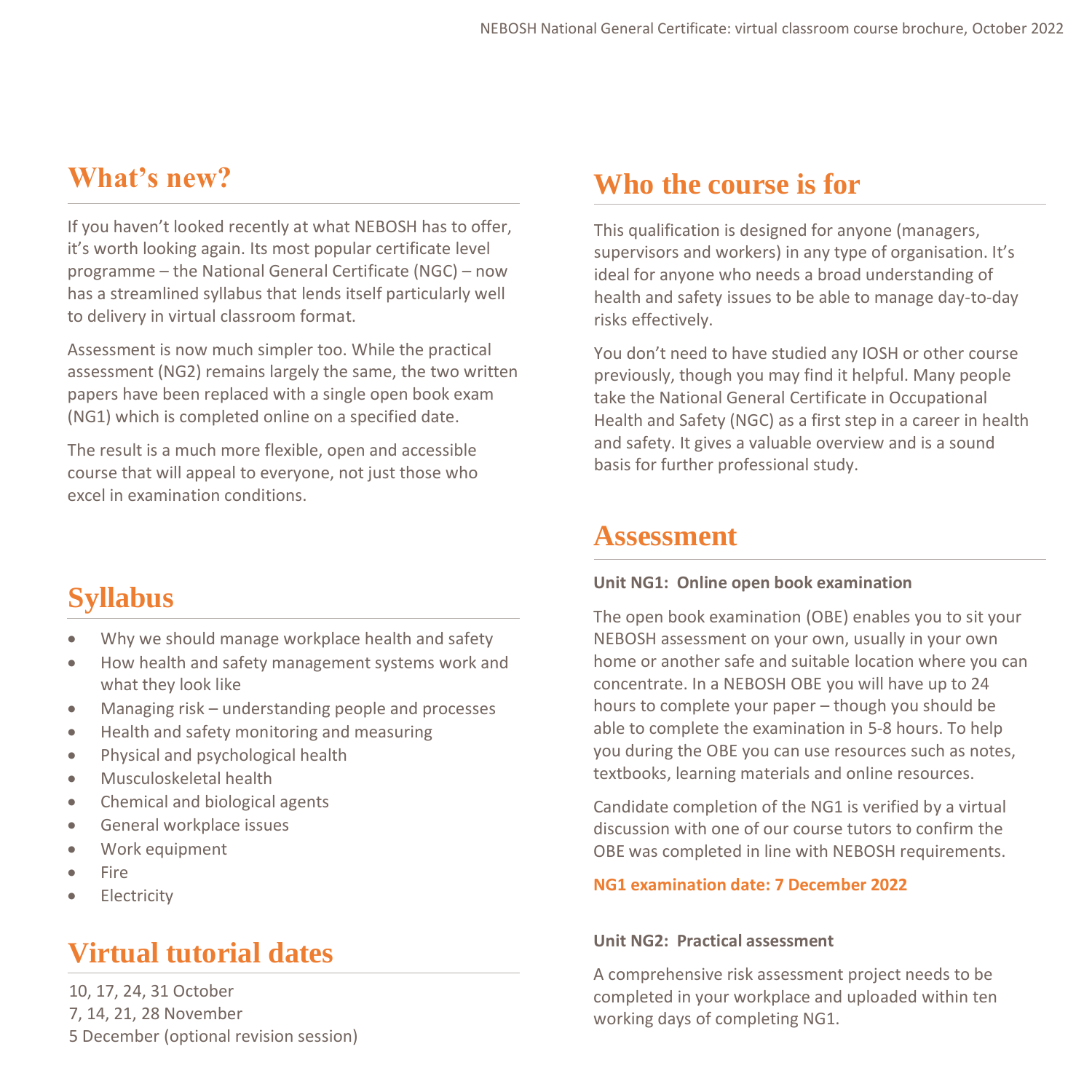## What's new?

If you haven't looked recently at what NEBOSH has to offer, it's worth looking again. Its most popular certificate level programme – the National General Certificate (NGC) – now has a streamlined syllabus that lends itself particularly well to delivery in virtual classroom format.

Assessment is now much simpler too. While the practical assessment (NG2) remains largely the same, the two written papers have been replaced with a single open book exam (NG1) which is completed online on a specified date.

The result is a much more flexible, open and accessible course that will appeal to everyone, not just those who excel in examination conditions.

## Syllabus

- Why we should manage workplace health and safety
- How health and safety management systems work and what they look like
- Managing risk – understanding people and processes
- Health and safety monitoring and measuring
- Physical and psychological health
- Musculoskeletal health
- Chemical and biological agents
- General workplace issues
- Work equipment
- Fire
- Electricity

## Virtual tutorial dates

10, 17, 24, 31 October
7, 14, 21, 28 November
5 December (optional revision session)

## Who the course is for

This qualification is designed for anyone (managers, supervisors and workers) in any type of organisation. It's ideal for anyone who needs a broad understanding of health and safety issues to be able to manage day-to-day risks effectively.

You don't need to have studied any IOSH or other course previously, though you may find it helpful. Many people take the National General Certificate in Occupational Health and Safety (NGC) as a first step in a career in health and safety. It gives a valuable overview and is a sound basis for further professional study.

## Assessment

**Unit NG1: Online open book examination**

The open book examination (OBE) enables you to sit your NEBOSH assessment on your own, usually in your own home or another safe and suitable location where you can concentrate. In a NEBOSH OBE you will have up to 24 hours to complete your paper – though you should be able to complete the examination in 5-8 hours. To help you during the OBE you can use resources such as notes, textbooks, learning materials and online resources.

Candidate completion of the NG1 is verified by a virtual discussion with one of our course tutors to confirm the OBE was completed in line with NEBOSH requirements.

**NG1 examination date: 7 December 2022**

**Unit NG2: Practical assessment**

A comprehensive risk assessment project needs to be completed in your workplace and uploaded within ten working days of completing NG1.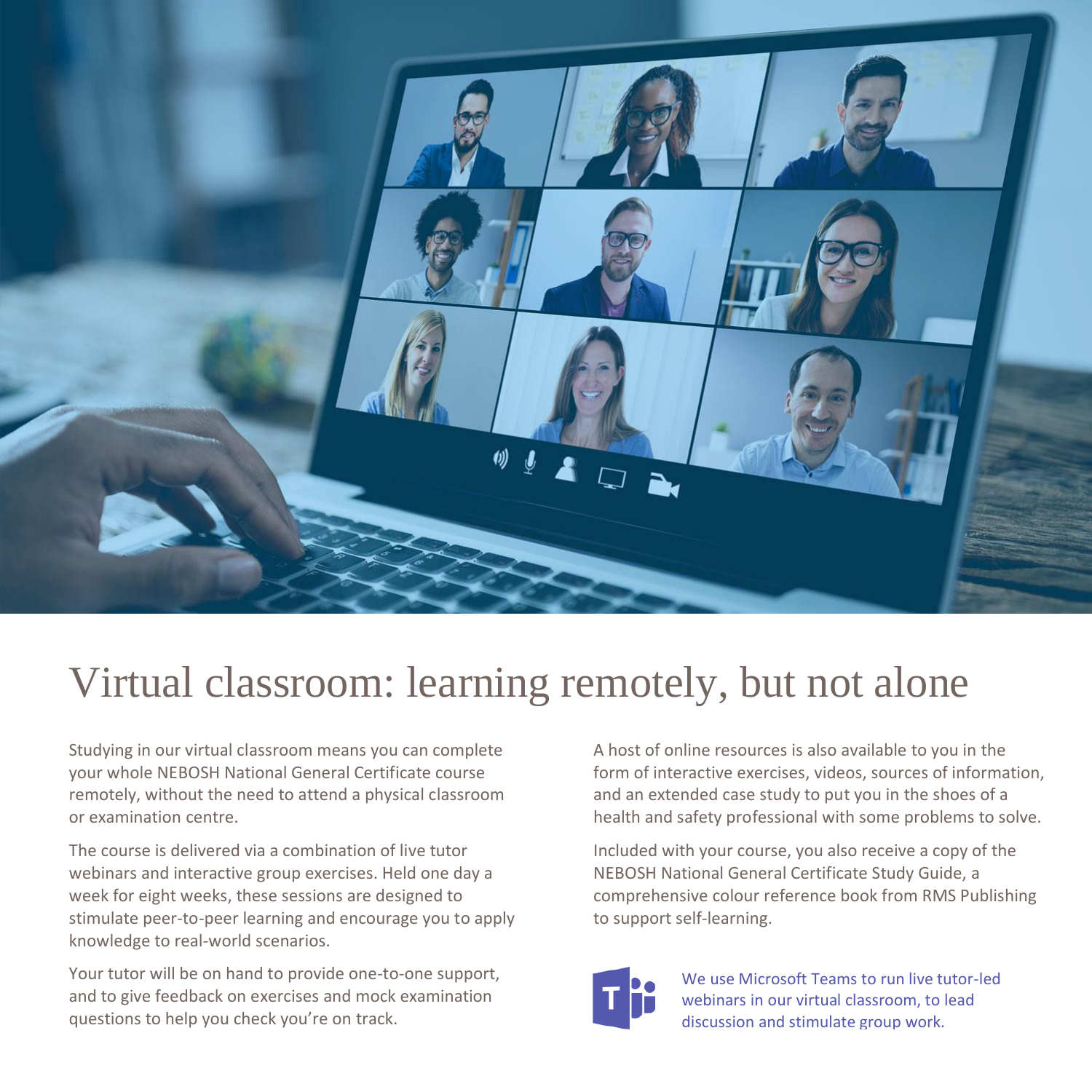# Virtual classroom: learning remotely, but not alone

Studying in our virtual classroom means you can complete your whole NEBOSH National General Certificate course remotely, without the need to attend a physical classroom or examination centre.

The course is delivered via a combination of live tutor webinars and interactive group exercises. Held one day a week for eight weeks, these sessions are designed to stimulate peer-to-peer learning and encourage you to apply knowledge to real-world scenarios.

Your tutor will be on hand to provide one-to-one support, and to give feedback on exercises and mock examination questions to help you check you're on track.

A host of online resources is also available to you in the form of interactive exercises, videos, sources of information, and an extended case study to put you in the shoes of a health and safety professional with some problems to solve.

Included with your course, you also receive a copy of the NEBOSH National General Certificate Study Guide, a comprehensive colour reference book from RMS Publishing to support self-learning.

We use Microsoft Teams to run live tutor-led webinars in our virtual classroom, to lead discussion and stimulate group work.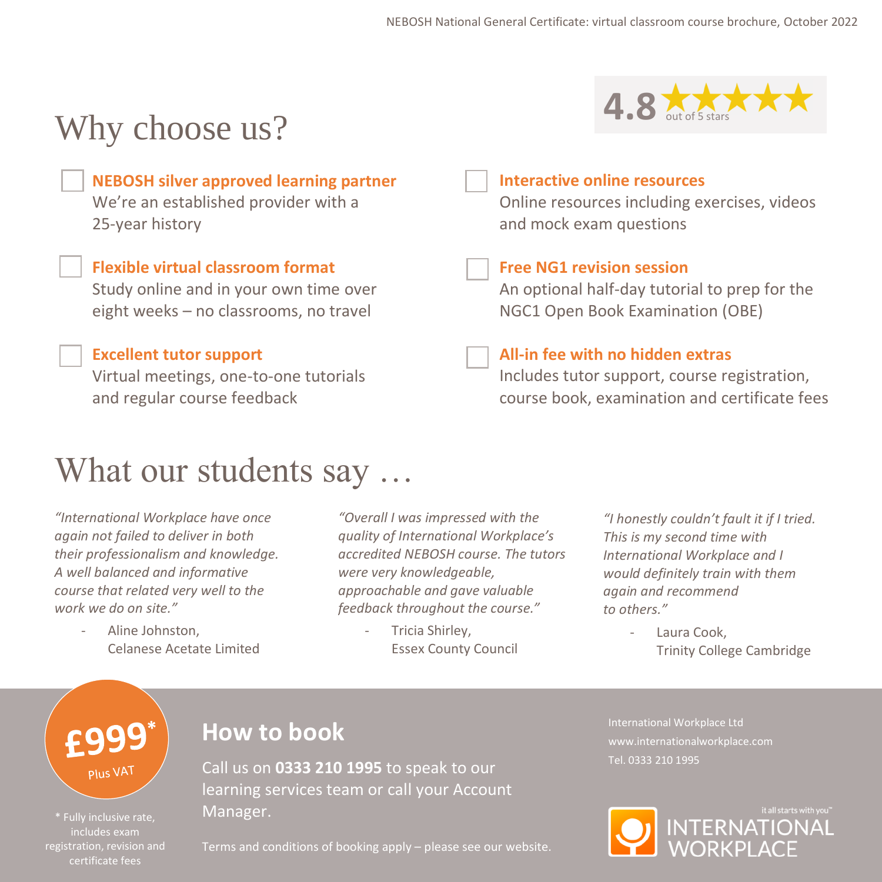# Why choose us?

4.8 out of 5 stars

**NEBOSH silver approved learning partner**
We're an established provider with a 25-year history

**Flexible virtual classroom format**
Study online and in your own time over eight weeks – no classrooms, no travel

**Excellent tutor support**
Virtual meetings, one-to-one tutorials and regular course feedback

**Interactive online resources**
Online resources including exercises, videos and mock exam questions

**Free NG1 revision session**
An optional half-day tutorial to prep for the NGC1 Open Book Examination (OBE)

**All-in fee with no hidden extras**
Includes tutor support, course registration, course book, examination and certificate fees

# What our students say …

*"International Workplace have once again not failed to deliver in both their professionalism and knowledge. A well balanced and informative course that related very well to the work we do on site."*

- Aline Johnston, Celanese Acetate Limited

*"Overall I was impressed with the quality of International Workplace's accredited NEBOSH course. The tutors were very knowledgeable, approachable and gave valuable feedback throughout the course."*

- Tricia Shirley, Essex County Council

*"I honestly couldn't fault it if I tried. This is my second time with International Workplace and I would definitely train with them again and recommend to others."*

- Laura Cook, Trinity College Cambridge

**£999*** Plus VAT

\* Fully inclusive rate, includes exam registration, revision and certificate fees

## How to book

Call us on **0333 210 1995** to speak to our learning services team or call your Account Manager.

Terms and conditions of booking apply – please see our website.

International Workplace Ltd
www.internationalworkplace.com
Tel. 0333 210 1995

it all starts with you™
INTERNATIONAL WORKPLACE